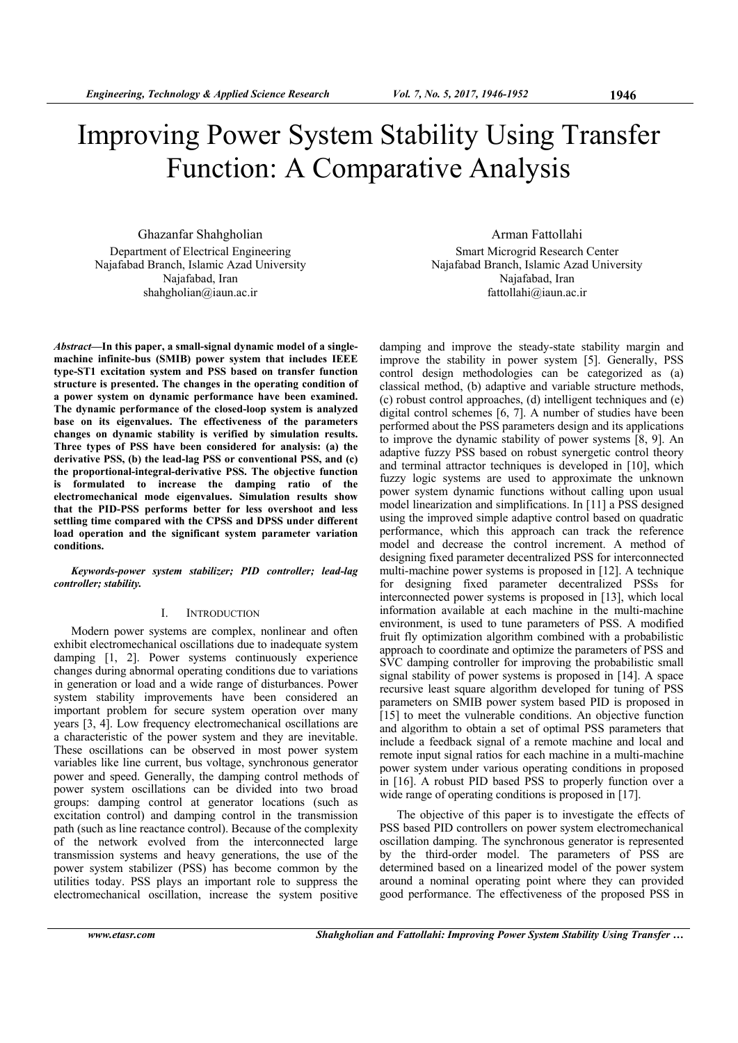# Improving Power System Stability Using Transfer Function: A Comparative Analysis

Ghazanfar Shahgholian
Department of Electrical Engineering
Najafabad Branch, Islamic Azad University
Najafabad, Iran
shahgholian@iaun.ac.ir

Arman Fattollahi
Smart Microgrid Research Center
Najafabad Branch, Islamic Azad University
Najafabad, Iran
fattollahi@iaun.ac.ir

***Abstract*—In this paper, a small-signal dynamic model of a single-machine infinite-bus (SMIB) power system that includes IEEE type-ST1 excitation system and PSS based on transfer function structure is presented. The changes in the operating condition of a power system on dynamic performance have been examined. The dynamic performance of the closed-loop system is analyzed base on its eigenvalues. The effectiveness of the parameters changes on dynamic stability is verified by simulation results. Three types of PSS have been considered for analysis: (a) the derivative PSS, (b) the lead-lag PSS or conventional PSS, and (c) the proportional-integral-derivative PSS. The objective function is formulated to increase the damping ratio of the electromechanical mode eigenvalues. Simulation results show that the PID-PSS performs better for less overshoot and less settling time compared with the CPSS and DPSS under different load operation and the significant system parameter variation conditions.**

***Keywords-power system stabilizer; PID controller; lead-lag controller; stability.***

## I. INTRODUCTION

Modern power systems are complex, nonlinear and often exhibit electromechanical oscillations due to inadequate system damping [1, 2]. Power systems continuously experience changes during abnormal operating conditions due to variations in generation or load and a wide range of disturbances. Power system stability improvements have been considered an important problem for secure system operation over many years [3, 4]. Low frequency electromechanical oscillations are a characteristic of the power system and they are inevitable. These oscillations can be observed in most power system variables like line current, bus voltage, synchronous generator power and speed. Generally, the damping control methods of power system oscillations can be divided into two broad groups: damping control at generator locations (such as excitation control) and damping control in the transmission path (such as line reactance control). Because of the complexity of the network evolved from the interconnected large transmission systems and heavy generations, the use of the power system stabilizer (PSS) has become common by the utilities today. PSS plays an important role to suppress the electromechanical oscillation, increase the system positive damping and improve the steady-state stability margin and improve the stability in power system [5]. Generally, PSS control design methodologies can be categorized as (a) classical method, (b) adaptive and variable structure methods, (c) robust control approaches, (d) intelligent techniques and (e) digital control schemes [6, 7]. A number of studies have been performed about the PSS parameters design and its applications to improve the dynamic stability of power systems [8, 9]. An adaptive fuzzy PSS based on robust synergetic control theory and terminal attractor techniques is developed in [10], which fuzzy logic systems are used to approximate the unknown power system dynamic functions without calling upon usual model linearization and simplifications. In [11] a PSS designed using the improved simple adaptive control based on quadratic performance, which this approach can track the reference model and decrease the control increment. A method of designing fixed parameter decentralized PSS for interconnected multi-machine power systems is proposed in [12]. A technique for designing fixed parameter decentralized PSSs for interconnected power systems is proposed in [13], which local information available at each machine in the multi-machine environment, is used to tune parameters of PSS. A modified fruit fly optimization algorithm combined with a probabilistic approach to coordinate and optimize the parameters of PSS and SVC damping controller for improving the probabilistic small signal stability of power systems is proposed in [14]. A space recursive least square algorithm developed for tuning of PSS parameters on SMIB power system based PID is proposed in [15] to meet the vulnerable conditions. An objective function and algorithm to obtain a set of optimal PSS parameters that include a feedback signal of a remote machine and local and remote input signal ratios for each machine in a multi-machine power system under various operating conditions in proposed in [16]. A robust PID based PSS to properly function over a wide range of operating conditions is proposed in [17].

The objective of this paper is to investigate the effects of PSS based PID controllers on power system electromechanical oscillation damping. The synchronous generator is represented by the third-order model. The parameters of PSS are determined based on a linearized model of the power system around a nominal operating point where they can provided good performance. The effectiveness of the proposed PSS in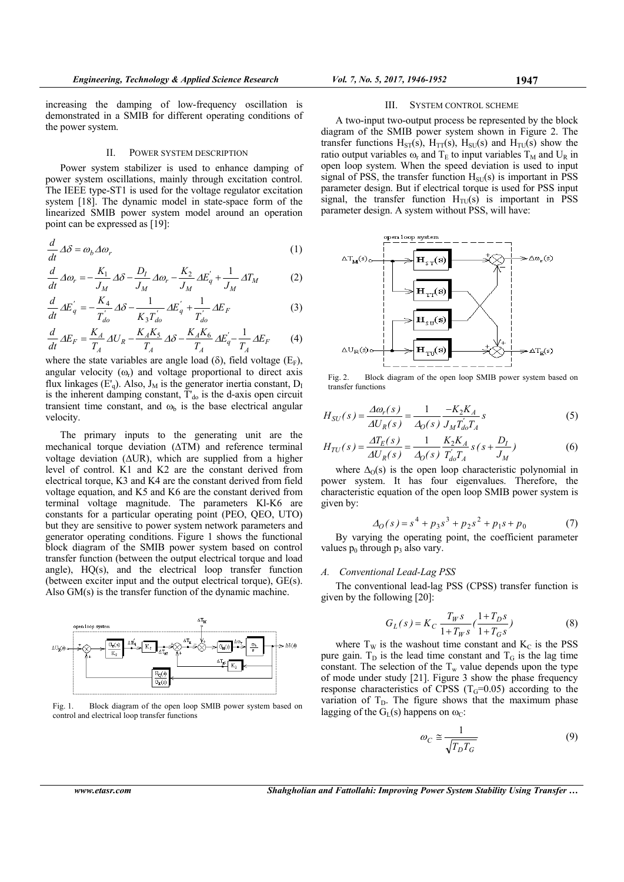increasing the damping of low-frequency oscillation is demonstrated in a SMIB for different operating conditions of the power system.

## II. POWER SYSTEM DESCRIPTION

Power system stabilizer is used to enhance damping of power system oscillations, mainly through excitation control. The IEEE type-ST1 is used for the voltage regulator excitation system [18]. The dynamic model in state-space form of the linearized SMIB power system model around an operation point can be expressed as [19]:

$$\frac{d}{dt}\Delta\delta = \omega_b \Delta\omega_r \tag{1}$$

$$\frac{d}{dt}\Delta\omega_r = -\frac{K_1}{J_M}\Delta\delta - \frac{D_I}{J_M}\Delta\omega_r - \frac{K_2}{J_M}\Delta E_q^{'} + \frac{1}{J_M}\Delta T_M \tag{2}$$

$$\frac{d}{dt}\Delta E_q^{'} = -\frac{K_4}{T_{do}^{'}}\Delta\delta - \frac{1}{K_3 T_{do}^{'}}\Delta E_q^{'} + \frac{1}{T_{do}^{'}}\Delta E_F \tag{3}$$

$$\frac{d}{dt}\Delta E_F = \frac{K_A}{T_A}\Delta U_R - \frac{K_A K_5}{T_A}\Delta\delta - \frac{K_A K_6}{T_A}\Delta E_q^{'} - \frac{1}{T_A}\Delta E_F \tag{4}$$

where the state variables are angle load ($\delta$), field voltage ($E_F$), angular velocity ($\omega_r$) and voltage proportional to direct axis flux linkages ($E'_q$). Also, $J_M$ is the generator inertia constant, $D_I$ is the inherent damping constant, $T'_{do}$ is the d-axis open circuit transient time constant, and $\omega_b$ is the base electrical angular velocity.

The primary inputs to the generating unit are the mechanical torque deviation ($\Delta$TM) and reference terminal voltage deviation ($\Delta$UR), which are supplied from a higher level of control. K1 and K2 are the constant derived from electrical torque, K3 and K4 are the constant derived from field voltage equation, and K5 and K6 are the constant derived from terminal voltage magnitude. The parameters Kl-K6 are constants for a particular operating point (PEO, QEO, UTO) but they are sensitive to power system network parameters and generator operating conditions. Figure 1 shows the functional block diagram of the SMIB power system based on control transfer function (between the output electrical torque and load angle), HQ(s), and the electrical loop transfer function (between exciter input and the output electrical torque), GE(s). Also GM(s) is the transfer function of the dynamic machine.

Fig. 1. Block diagram of the open loop SMIB power system based on control and electrical loop transfer functions

## III. SYSTEM CONTROL SCHEME

A two-input two-output process be represented by the block diagram of the SMIB power system shown in Figure 2. The transfer functions $H_{ST}(s)$, $H_{TT}(s)$, $H_{SU}(s)$ and $H_{TU}(s)$ show the ratio output variables $\omega_r$ and $T_E$ to input variables $T_M$ and $U_R$ in open loop system. When the speed deviation is used to input signal of PSS, the transfer function $H_{SU}(s)$ is important in PSS parameter design. But if electrical torque is used for PSS input signal, the transfer function $H_{TU}(s)$ is important in PSS parameter design. A system without PSS, will have:

Fig. 2. Block diagram of the open loop SMIB power system based on transfer functions

$$H_{SU}(s) = \frac{\Delta\omega_r(s)}{\Delta U_R(s)} = \frac{1}{\Delta_O(s)}\frac{-K_2 K_A}{J_M T_{do}^{'} T_A}s \tag{5}$$

$$H_{TU}(s) = \frac{\Delta T_E(s)}{\Delta U_R(s)} = \frac{1}{\Delta_O(s)}\frac{K_2 K_A}{T_{do}^{'} T_A}s\left(s + \frac{D_I}{J_M}\right) \tag{6}$$

where $\Delta_O(s)$ is the open loop characteristic polynomial in power system. It has four eigenvalues. Therefore, the characteristic equation of the open loop SMIB power system is given by:

$$\Delta_O(s) = s^4 + p_3 s^3 + p_2 s^2 + p_1 s + p_0 \tag{7}$$

By varying the operating point, the coefficient parameter values $p_0$ through $p_3$ also vary.

### A. Conventional Lead-Lag PSS

The conventional lead-lag PSS (CPSS) transfer function is given by the following [20]:

$$G_L(s) = K_C \frac{T_W s}{1 + T_W s}\left(\frac{1 + T_D s}{1 + T_G s}\right) \tag{8}$$

where $T_W$ is the washout time constant and $K_C$ is the PSS pure gain. $T_D$ is the lead time constant and $T_G$ is the lag time constant. The selection of the $T_w$ value depends upon the type of mode under study [21]. Figure 3 show the phase frequency response characteristics of CPSS ($T_G$=0.05) according to the variation of $T_D$. The figure shows that the maximum phase lagging of the $G_L(s)$ happens on $\omega_C$:

$$\omega_C \cong \frac{1}{\sqrt{T_D T_G}} \tag{9}$$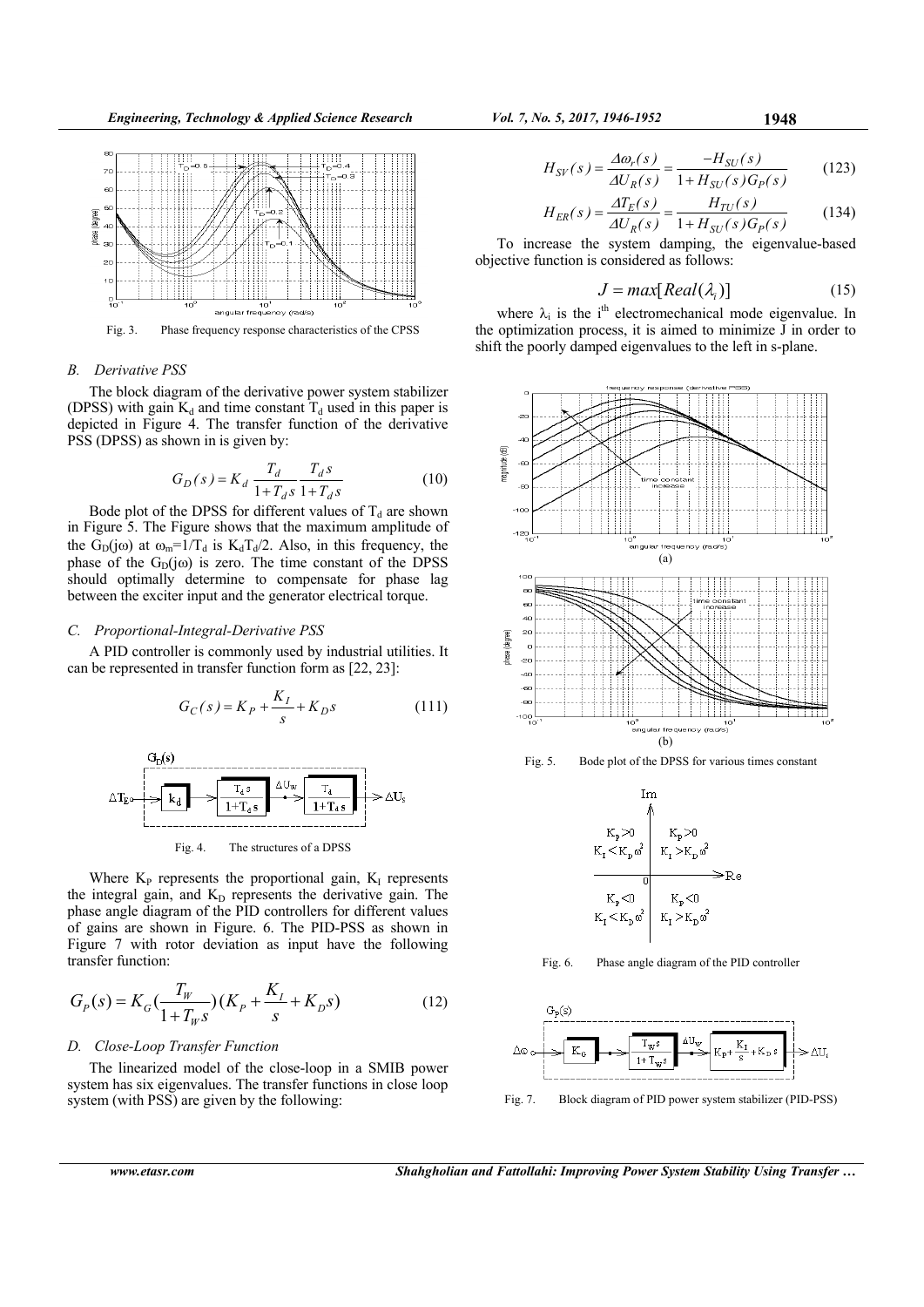Fig. 3. Phase frequency response characteristics of the CPSS

### B. Derivative PSS

The block diagram of the derivative power system stabilizer (DPSS) with gain $K_d$ and time constant $T_d$ used in this paper is depicted in Figure 4. The transfer function of the derivative PSS (DPSS) as shown in is given by:

$$G_D(s) = K_d \frac{T_d}{1+T_d s} \frac{T_d s}{1+T_d s} \tag{10}$$

Bode plot of the DPSS for different values of $T_d$ are shown in Figure 5. The Figure shows that the maximum amplitude of the $G_D(j\omega)$ at $\omega_m=1/T_d$ is $K_d T_d/2$. Also, in this frequency, the phase of the $G_D(j\omega)$ is zero. The time constant of the DPSS should optimally determine to compensate for phase lag between the exciter input and the generator electrical torque.

### C. Proportional-Integral-Derivative PSS

A PID controller is commonly used by industrial utilities. It can be represented in transfer function form as [22, 23]:

$$G_C(s) = K_P + \frac{K_I}{s} + K_D s \tag{111}$$

Fig. 4. The structures of a DPSS

Where $K_P$ represents the proportional gain, $K_I$ represents the integral gain, and $K_D$ represents the derivative gain. The phase angle diagram of the PID controllers for different values of gains are shown in Figure. 6. The PID-PSS as shown in Figure 7 with rotor deviation as input have the following transfer function:

$$G_P(s) = K_G\left(\frac{T_W}{1+T_W s}\right)\left(K_P + \frac{K_I}{s} + K_D s\right) \tag{12}$$

### D. Close-Loop Transfer Function

The linearized model of the close-loop in a SMIB power system has six eigenvalues. The transfer functions in close loop system (with PSS) are given by the following:

$$H_{SV}(s) = \frac{\Delta\omega_r(s)}{\Delta U_R(s)} = \frac{-H_{SU}(s)}{1+H_{SU}(s)G_P(s)} \tag{123}$$

$$H_{ER}(s) = \frac{\Delta T_E(s)}{\Delta U_R(s)} = \frac{H_{TU}(s)}{1+H_{SU}(s)G_P(s)} \tag{134}$$

To increase the system damping, the eigenvalue-based objective function is considered as follows:

$$J = max[Real(\lambda_i)] \tag{15}$$

where $\lambda_i$ is the $i^{th}$ electromechanical mode eigenvalue. In the optimization process, it is aimed to minimize J in order to shift the poorly damped eigenvalues to the left in s-plane.

Fig. 5. Bode plot of the DPSS for various times constant

Fig. 6. Phase angle diagram of the PID controller

Fig. 7. Block diagram of PID power system stabilizer (PID-PSS)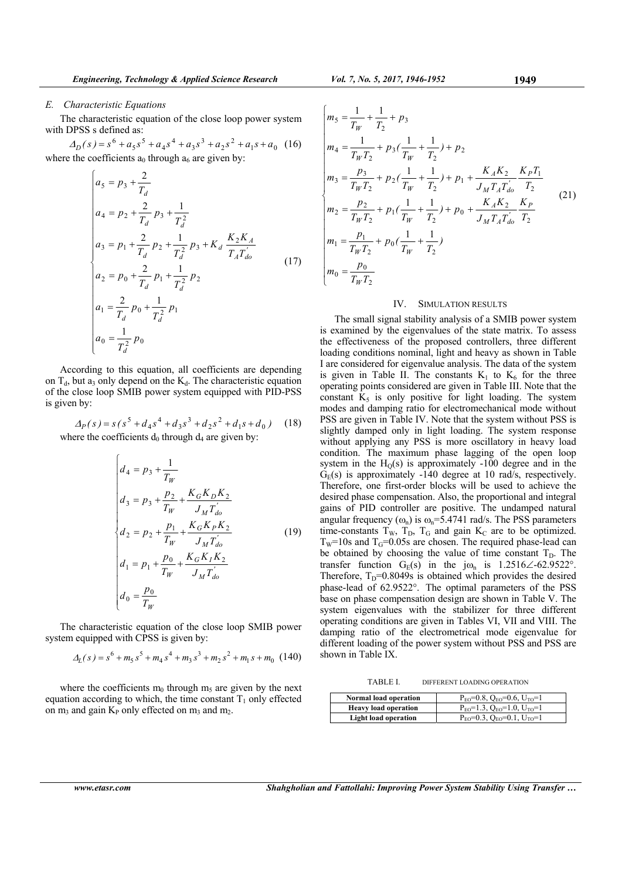### E. Characteristic Equations

The characteristic equation of the close loop power system with DPSS s defined as:

$$\Delta_D(s) = s^6 + a_5 s^5 + a_4 s^4 + a_3 s^3 + a_2 s^2 + a_1 s + a_0 \quad (16)$$

where the coefficients $a_0$ through $a_6$ are given by:

$$\begin{cases} a_5 = p_3 + \dfrac{2}{T_d} \\ a_4 = p_2 + \dfrac{2}{T_d} p_3 + \dfrac{1}{T_d^2} \\ a_3 = p_1 + \dfrac{2}{T_d} p_2 + \dfrac{1}{T_d^2} p_3 + K_d \dfrac{K_2 K_A}{T_A T'_{do}} \\ a_2 = p_0 + \dfrac{2}{T_d} p_1 + \dfrac{1}{T_d^2} p_2 \\ a_1 = \dfrac{2}{T_d} p_0 + \dfrac{1}{T_d^2} p_1 \\ a_0 = \dfrac{1}{T_d^2} p_0 \end{cases} \quad (17)$$

According to this equation, all coefficients are depending on $T_d$, but $a_3$ only depend on the $K_d$. The characteristic equation of the close loop SMIB power system equipped with PID-PSS is given by:

$$\Delta_P(s) = s(s^5 + d_4 s^4 + d_3 s^3 + d_2 s^2 + d_1 s + d_0) \quad (18)$$

where the coefficients $d_0$ through $d_4$ are given by:

$$\begin{cases} d_4 = p_3 + \dfrac{1}{T_W} \\ d_3 = p_3 + \dfrac{p_2}{T_W} + \dfrac{K_G K_D K_2}{J_M T'_{do}} \\ d_2 = p_2 + \dfrac{p_1}{T_W} + \dfrac{K_G K_P K_2}{J_M T'_{do}} \\ d_1 = p_1 + \dfrac{p_0}{T_W} + \dfrac{K_G K_I K_2}{J_M T'_{do}} \\ d_0 = \dfrac{p_0}{T_W} \end{cases} \quad (19)$$

The characteristic equation of the close loop SMIB power system equipped with CPSS is given by:

$$\Delta_L(s) = s^6 + m_5 s^5 + m_4 s^4 + m_3 s^3 + m_2 s^2 + m_1 s + m_0 \quad (140)$$

where the coefficients $m_0$ through $m_5$ are given by the next equation according to which, the time constant $T_1$ only effected on $m_3$ and gain $K_P$ only effected on $m_3$ and $m_2$.

$$\begin{cases} m_5 = \dfrac{1}{T_W} + \dfrac{1}{T_2} + p_3 \\ m_4 = \dfrac{1}{T_W T_2} + p_3\left(\dfrac{1}{T_W} + \dfrac{1}{T_2}\right) + p_2 \\ m_3 = \dfrac{p_3}{T_W T_2} + p_2\left(\dfrac{1}{T_W} + \dfrac{1}{T_2}\right) + p_1 + \dfrac{K_A K_2}{J_M T_A T'_{do}} \dfrac{K_P T_1}{T_2} \\ m_2 = \dfrac{p_2}{T_W T_2} + p_1\left(\dfrac{1}{T_W} + \dfrac{1}{T_2}\right) + p_0 + \dfrac{K_A K_2}{J_M T_A T'_{do}} \dfrac{K_P}{T_2} \\ m_1 = \dfrac{p_1}{T_W T_2} + p_0\left(\dfrac{1}{T_W} + \dfrac{1}{T_2}\right) \\ m_0 = \dfrac{p_0}{T_W T_2} \end{cases} \quad (21)$$

## IV. SIMULATION RESULTS

The small signal stability analysis of a SMIB power system is examined by the eigenvalues of the state matrix. To assess the effectiveness of the proposed controllers, three different loading conditions nominal, light and heavy as shown in Table I are considered for eigenvalue analysis. The data of the system is given in Table II. The constants $K_1$ to $K_6$ for the three operating points considered are given in Table III. Note that the constant $K_5$ is only positive for light loading. The system modes and damping ratio for electromechanical mode without PSS are given in Table IV. Note that the system without PSS is slightly damped only in light loading. The system response without applying any PSS is more oscillatory in heavy load condition. The maximum phase lagging of the open loop system in the $H_Q(s)$ is approximately -100 degree and in the $G_E(s)$ is approximately -140 degree at 10 rad/s, respectively. Therefore, one first-order blocks will be used to achieve the desired phase compensation. Also, the proportional and integral gains of PID controller are positive. The undamped natural angular frequency ($\omega_n$) is $\omega_n$=5.4741 rad/s. The PSS parameters time-constants $T_W$, $T_D$, $T_G$ and gain $K_C$ are to be optimized. $T_W$=10s and $T_G$=0.05s are chosen. The required phase-lead can be obtained by choosing the value of time constant $T_D$. The transfer function $G_E(s)$ in the $j\omega_n$ is $1.2516\angle -62.9522°$. Therefore, $T_D$=0.8049s is obtained which provides the desired phase-lead of 62.9522°. The optimal parameters of the PSS base on phase compensation design are shown in Table V. The system eigenvalues with the stabilizer for three different operating conditions are given in Tables VI, VII and VIII. The damping ratio of the electrometrical mode eigenvalue for different loading of the power system without PSS and PSS are shown in Table IX.

TABLE I. DIFFERENT LOADING OPERATION

| | |
|---|---|
| **Normal load operation** | $P_{EO}$=0.8, $Q_{EO}$=0.6, $U_{TO}$=1 |
| **Heavy load operation** | $P_{EO}$=1.3, $Q_{EO}$=1.0, $U_{TO}$=1 |
| **Light load operation** | $P_{EO}$=0.3, $Q_{EO}$=0.1, $U_{TO}$=1 |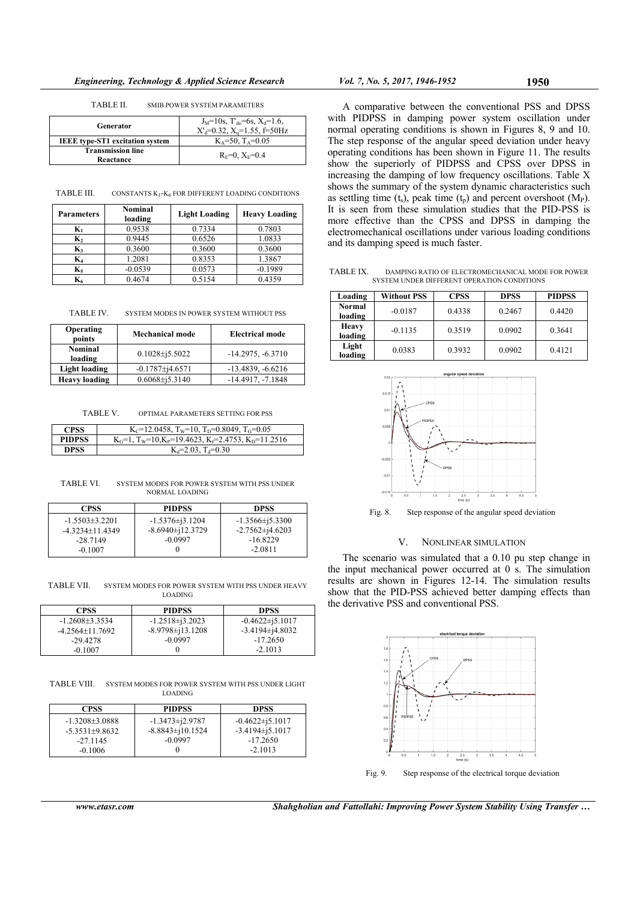TABLE II. SMIB POWER SYSTEM PARAMETERS

| | |
|---|---|
| **Generator** | $J_M$=10s, $T'_{do}$=6s, $X_d$=1.6, $X'_d$=0.32, $X_q$=1.55, f=50Hz |
| **IEEE type-ST1 excitation system** | $K_A$=50, $T_A$=0.05 |
| **Transmission line Reactance** | $R_E$=0, $X_E$=0.4 |

TABLE III. CONSTANTS $K_1$-$K_6$ FOR DIFFERENT LOADING CONDITIONS

| Parameters | Nominal loading | Light Loading | Heavy Loading |
|---|---|---|---|
| $K_1$ | 0.9538 | 0.7334 | 0.7803 |
| $K_2$ | 0.9445 | 0.6526 | 1.0833 |
| $K_3$ | 0.3600 | 0.3600 | 0.3600 |
| $K_4$ | 1.2081 | 0.8353 | 1.3867 |
| $K_5$ | -0.0539 | 0.0573 | -0.1989 |
| $K_6$ | 0.4674 | 0.5154 | 0.4359 |

TABLE IV. SYSTEM MODES IN POWER SYSTEM WITHOUT PSS

| Operating points | Mechanical mode | Electrical mode |
|---|---|---|
| Nominal loading | 0.1028±j5.5022 | -14.2975, -6.3710 |
| Light loading | -0.1787±j4.6571 | -13.4839, -6.6216 |
| Heavy loading | 0.6068±j5.3140 | -14.4917, -7.1848 |

TABLE V. OPTIMAL PARAMETERS SETTING FOR PSS

| | |
|---|---|
| **CPSS** | $K_C$=12.0458, $T_W$=10, $T_D$=0.8049, $T_G$=0.05 |
| **PIDPSS** | $K_G$=1, $T_W$=10,$K_P$=19.4623, $K_I$=2.4753, $K_D$=11.2516 |
| **DPSS** | $K_d$=2.03, $T_d$=0.30 |

TABLE VI. SYSTEM MODES FOR POWER SYSTEM WITH PSS UNDER NORMAL LOADING

| CPSS | PIDPSS | DPSS |
|---|---|---|
| -1.5503±3.2201 | -1.5376±j3.1204 | -1.3566±j5.3300 |
| -4.3234±11.4349 | -8.6940±j12.3729 | -2.7562±j4.6203 |
| -28.7149 | -0.0997 | -16.8229 |
| -0.1007 | 0 | -2.0811 |

TABLE VII. SYSTEM MODES FOR POWER SYSTEM WITH PSS UNDER HEAVY LOADING

| CPSS | PIDPSS | DPSS |
|---|---|---|
| -1.2608±3.3534 | -1.2518±j3.2023 | -0.4622±j5.1017 |
| -4.2564±11.7692 | -8.9798±j13.1208 | -3.4194±j4.8032 |
| -29.4278 | -0.0997 | -17.2650 |
| -0.1007 | 0 | -2.1013 |

TABLE VIII. SYSTEM MODES FOR POWER SYSTEM WITH PSS UNDER LIGHT LOADING

| CPSS | PIDPSS | DPSS |
|---|---|---|
| -1.3208±3.0888 | -1.3473±j2.9787 | -0.4622±j5.1017 |
| -5.3531±9.8632 | -8.8843±j10.1524 | -3.4194±j5.1017 |
| -27.1145 | -0.0997 | -17.2650 |
| -0.1006 | 0 | -2.1013 |

A comparative between the conventional PSS and DPSS with PIDPSS in damping power system oscillation under normal operating conditions is shown in Figures 8, 9 and 10. The step response of the angular speed deviation under heavy operating conditions has been shown in Figure 11. The results show the superiorly of PIDPSS and CPSS over DPSS in increasing the damping of low frequency oscillations. Table X shows the summary of the system dynamic characteristics such as settling time ($t_s$), peak time ($t_p$) and percent overshoot ($M_P$). It is seen from these simulation studies that the PID-PSS is more effective than the CPSS and DPSS in damping the electromechanical oscillations under various loading conditions and its damping speed is much faster.

TABLE IX. DAMPING RATIO OF ELECTROMECHANICAL MODE FOR POWER SYSTEM UNDER DIFFERENT OPERATION CONDITIONS

| Loading | Without PSS | CPSS | DPSS | PIDPSS |
|---|---|---|---|---|
| Normal loading | -0.0187 | 0.4338 | 0.2467 | 0.4420 |
| Heavy loading | -0.1135 | 0.3519 | 0.0902 | 0.3641 |
| Light loading | 0.0383 | 0.3932 | 0.0902 | 0.4121 |

Fig. 8. Step response of the angular speed deviation

## V. NONLINEAR SIMULATION

The scenario was simulated that a 0.10 pu step change in the input mechanical power occurred at 0 s. The simulation results are shown in Figures 12-14. The simulation results show that the PID-PSS achieved better damping effects than the derivative PSS and conventional PSS.

Fig. 9. Step response of the electrical torque deviation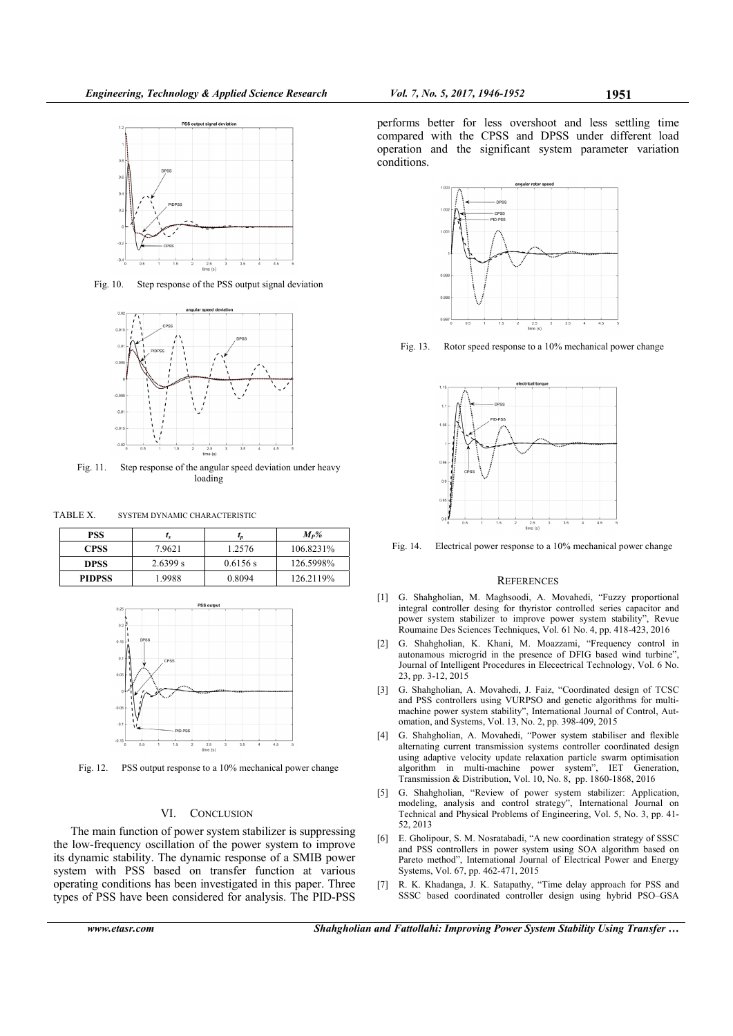Fig. 10. Step response of the PSS output signal deviation

Fig. 11. Step response of the angular speed deviation under heavy loading

TABLE X. SYSTEM DYNAMIC CHARACTERISTIC

| PSS | $t_s$ | $t_p$ | $M_P\%$ |
|---|---|---|---|
| CPSS | 7.9621 | 1.2576 | 106.8231% |
| DPSS | 2.6399 s | 0.6156 s | 126.5998% |
| PIDPSS | 1.9988 | 0.8094 | 126.2119% |

Fig. 12. PSS output response to a 10% mechanical power change

## VI. CONCLUSION

The main function of power system stabilizer is suppressing the low-frequency oscillation of the power system to improve its dynamic stability. The dynamic response of a SMIB power system with PSS based on transfer function at various operating conditions has been investigated in this paper. Three types of PSS have been considered for analysis. The PID-PSS performs better for less overshoot and less settling time compared with the CPSS and DPSS under different load operation and the significant system parameter variation conditions.

Fig. 13. Rotor speed response to a 10% mechanical power change

Fig. 14. Electrical power response to a 10% mechanical power change

## REFERENCES

[1] G. Shahgholian, M. Maghsoodi, A. Movahedi, "Fuzzy proportional integral controller desing for thyristor controlled series capacitor and power system stabilizer to improve power system stability", Revue Roumaine Des Sciences Techniques, Vol. 61 No. 4, pp. 418-423, 2016

[2] G. Shahgholian, K. Khani, M. Moazzami, "Frequency control in autonamous microgrid in the presence of DFIG based wind turbine", Journal of Intelligent Procedures in Elecectrical Technology, Vol. 6 No. 23, pp. 3-12, 2015

[3] G. Shahgholian, A. Movahedi, J. Faiz, "Coordinated design of TCSC and PSS controllers using VURPSO and genetic algorithms for multi-machine power system stability", International Journal of Control, Automation, and Systems, Vol. 13, No. 2, pp. 398-409, 2015

[4] G. Shahgholian, A. Movahedi, "Power system stabiliser and flexible alternating current transmission systems controller coordinated design using adaptive velocity update relaxation particle swarm optimisation algorithm in multi-machine power system", IET Generation, Transmission & Distribution, Vol. 10, No. 8, pp. 1860-1868, 2016

[5] G. Shahgholian, "Review of power system stabilizer: Application, modeling, analysis and control strategy", International Journal on Technical and Physical Problems of Engineering, Vol. 5, No. 3, pp. 41-52, 2013

[6] E. Gholipour, S. M. Nosratabadi, "A new coordination strategy of SSSC and PSS controllers in power system using SOA algorithm based on Pareto method", International Journal of Electrical Power and Energy Systems, Vol. 67, pp. 462-471, 2015

[7] R. K. Khadanga, J. K. Satapathy, "Time delay approach for PSS and SSSC based coordinated controller design using hybrid PSO–GSA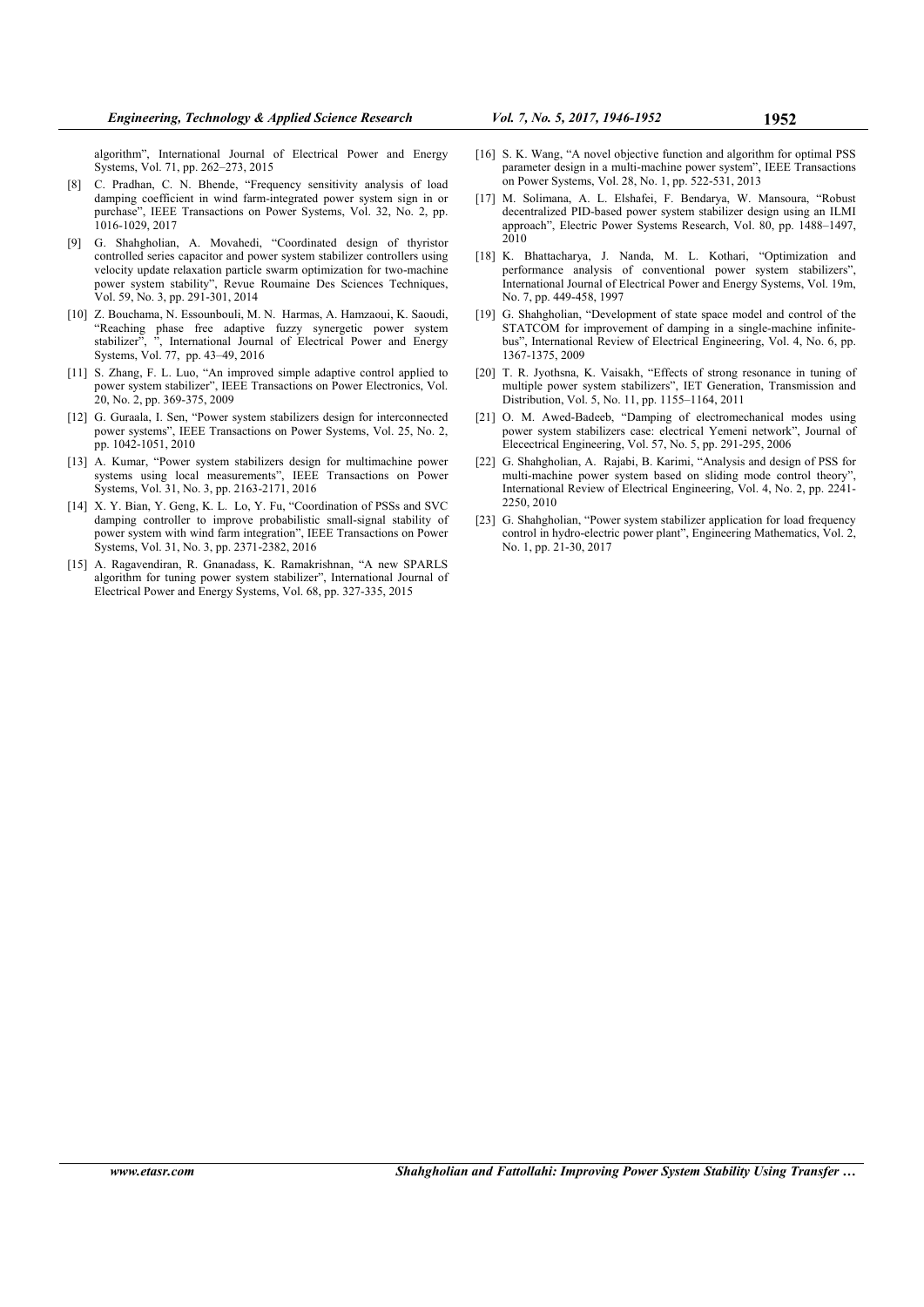algorithm", International Journal of Electrical Power and Energy Systems, Vol. 71, pp. 262–273, 2015

[8] C. Pradhan, C. N. Bhende, "Frequency sensitivity analysis of load damping coefficient in wind farm-integrated power system sign in or purchase", IEEE Transactions on Power Systems, Vol. 32, No. 2, pp. 1016-1029, 2017

[9] G. Shahgholian, A. Movahedi, "Coordinated design of thyristor controlled series capacitor and power system stabilizer controllers using velocity update relaxation particle swarm optimization for two-machine power system stability", Revue Roumaine Des Sciences Techniques, Vol. 59, No. 3, pp. 291-301, 2014

[10] Z. Bouchama, N. Essounbouli, M. N. Harmas, A. Hamzaoui, K. Saoudi, "Reaching phase free adaptive fuzzy synergetic power system stabilizer", ", International Journal of Electrical Power and Energy Systems, Vol. 77, pp. 43–49, 2016

[11] S. Zhang, F. L. Luo, "An improved simple adaptive control applied to power system stabilizer", IEEE Transactions on Power Electronics, Vol. 20, No. 2, pp. 369-375, 2009

[12] G. Guraala, I. Sen, "Power system stabilizers design for interconnected power systems", IEEE Transactions on Power Systems, Vol. 25, No. 2, pp. 1042-1051, 2010

[13] A. Kumar, "Power system stabilizers design for multimachine power systems using local measurements", IEEE Transactions on Power Systems, Vol. 31, No. 3, pp. 2163-2171, 2016

[14] X. Y. Bian, Y. Geng, K. L. Lo, Y. Fu, "Coordination of PSSs and SVC damping controller to improve probabilistic small-signal stability of power system with wind farm integration", IEEE Transactions on Power Systems, Vol. 31, No. 3, pp. 2371-2382, 2016

[15] A. Ragavendiran, R. Gnanadass, K. Ramakrishnan, "A new SPARLS algorithm for tuning power system stabilizer", International Journal of Electrical Power and Energy Systems, Vol. 68, pp. 327-335, 2015

[16] S. K. Wang, "A novel objective function and algorithm for optimal PSS parameter design in a multi-machine power system", IEEE Transactions on Power Systems, Vol. 28, No. 1, pp. 522-531, 2013

[17] M. Solimana, A. L. Elshafei, F. Bendarya, W. Mansoura, "Robust decentralized PID-based power system stabilizer design using an ILMI approach", Electric Power Systems Research, Vol. 80, pp. 1488–1497, 2010

[18] K. Bhattacharya, J. Nanda, M. L. Kothari, "Optimization and performance analysis of conventional power system stabilizers", International Journal of Electrical Power and Energy Systems, Vol. 19m, No. 7, pp. 449-458, 1997

[19] G. Shahgholian, "Development of state space model and control of the STATCOM for improvement of damping in a single-machine infinite-bus", International Review of Electrical Engineering, Vol. 4, No. 6, pp. 1367-1375, 2009

[20] T. R. Jyothsna, K. Vaisakh, "Effects of strong resonance in tuning of multiple power system stabilizers", IET Generation, Transmission and Distribution, Vol. 5, No. 11, pp. 1155–1164, 2011

[21] O. M. Awed-Badeeb, "Damping of electromechanical modes using power system stabilizers case: electrical Yemeni network", Journal of Elecectrical Engineering, Vol. 57, No. 5, pp. 291-295, 2006

[22] G. Shahgholian, A. Rajabi, B. Karimi, "Analysis and design of PSS for multi-machine power system based on sliding mode control theory", International Review of Electrical Engineering, Vol. 4, No. 2, pp. 2241-2250, 2010

[23] G. Shahgholian, "Power system stabilizer application for load frequency control in hydro-electric power plant", Engineering Mathematics, Vol. 2, No. 1, pp. 21-30, 2017